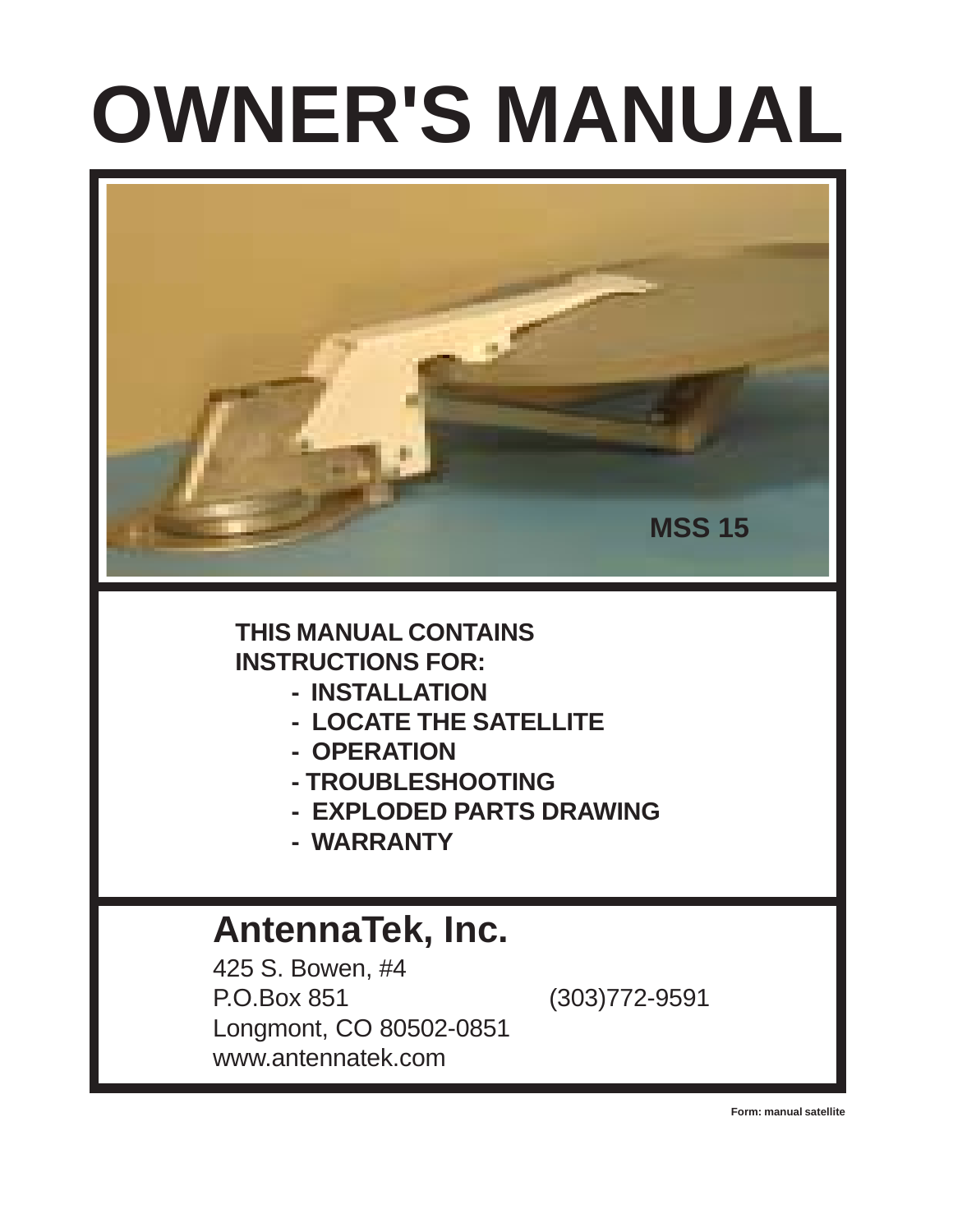# OWNER'S MANUAL

MSS 15

**THIS MANUAL CONTAINS INSTRUCTIONS FOR:**

- **INSTALLATION**
- **LOCATE THE SATELLITE**
- **OPERATION**
- **TROUBLESHOOTING**
- **EXPLODED PARTS DRAWING**
- **WARRANTY**

## AntennaTek, Inc.

425 S. Bowen, #4
P.O.Box 851
Longmont, CO 80502-0851
www.antennatek.com

(303)772-9591

Form: manual satellite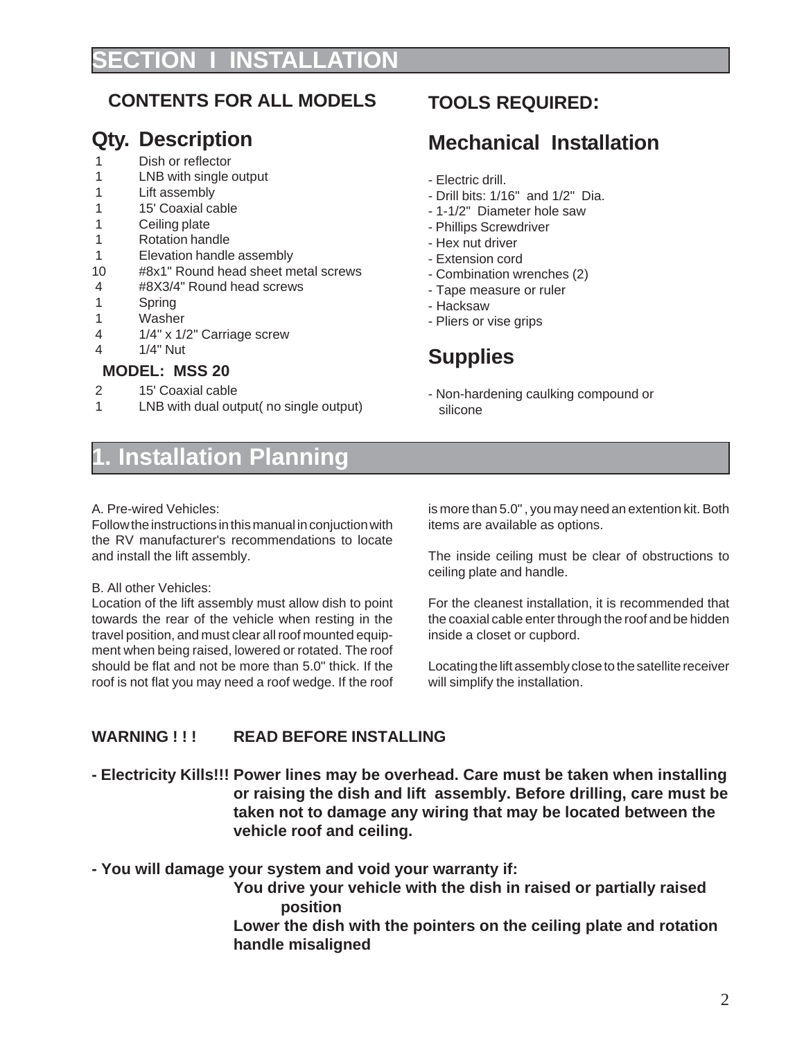# SECTION I INSTALLATION

## CONTENTS FOR ALL MODELS

| Qty. | Description |
| --- | --- |
| 1 | Dish or reflector |
| 1 | LNB with single output |
| 1 | Lift assembly |
| 1 | 15' Coaxial cable |
| 1 | Ceiling plate |
| 1 | Rotation handle |
| 1 | Elevation handle assembly |
| 10 | #8x1" Round head sheet metal screws |
| 4 | #8X3/4" Round head screws |
| 1 | Spring |
| 1 | Washer |
| 4 | 1/4" x 1/2" Carriage screw |
| 4 | 1/4" Nut |

### MODEL: MSS 20

| Qty. | Description |
| --- | --- |
| 2 | 15' Coaxial cable |
| 1 | LNB with dual output( no single output) |

## TOOLS REQUIRED:

### Mechanical Installation

- Electric drill.
- Drill bits: 1/16" and 1/2" Dia.
- 1-1/2" Diameter hole saw
- Phillips Screwdriver
- Hex nut driver
- Extension cord
- Combination wrenches (2)
- Tape measure or ruler
- Hacksaw
- Pliers or vise grips

### Supplies

- Non-hardening caulking compound or silicone

# 1. Installation Planning

A. Pre-wired Vehicles:
Follow the instructions in this manual in conjuction with the RV manufacturer's recommendations to locate and install the lift assembly.

B. All other Vehicles:
Location of the lift assembly must allow dish to point towards the rear of the vehicle when resting in the travel position, and must clear all roof mounted equipment when being raised, lowered or rotated. The roof should be flat and not be more than 5.0" thick. If the roof is not flat you may need a roof wedge. If the roof is more than 5.0" , you may need an extention kit. Both items are available as options.

The inside ceiling must be clear of obstructions to ceiling plate and handle.

For the cleanest installation, it is recommended that the coaxial cable enter through the roof and be hidden inside a closet or cupbord.

Locating the lift assembly close to the satellite receiver will simplify the installation.

**WARNING ! ! ! READ BEFORE INSTALLING**

**- Electricity Kills!!! Power lines may be overhead. Care must be taken when installing or raising the dish and lift assembly. Before drilling, care must be taken not to damage any wiring that may be located between the vehicle roof and ceiling.**

**- You will damage your system and void your warranty if:**

**You drive your vehicle with the dish in raised or partially raised position**

**Lower the dish with the pointers on the ceiling plate and rotation handle misaligned**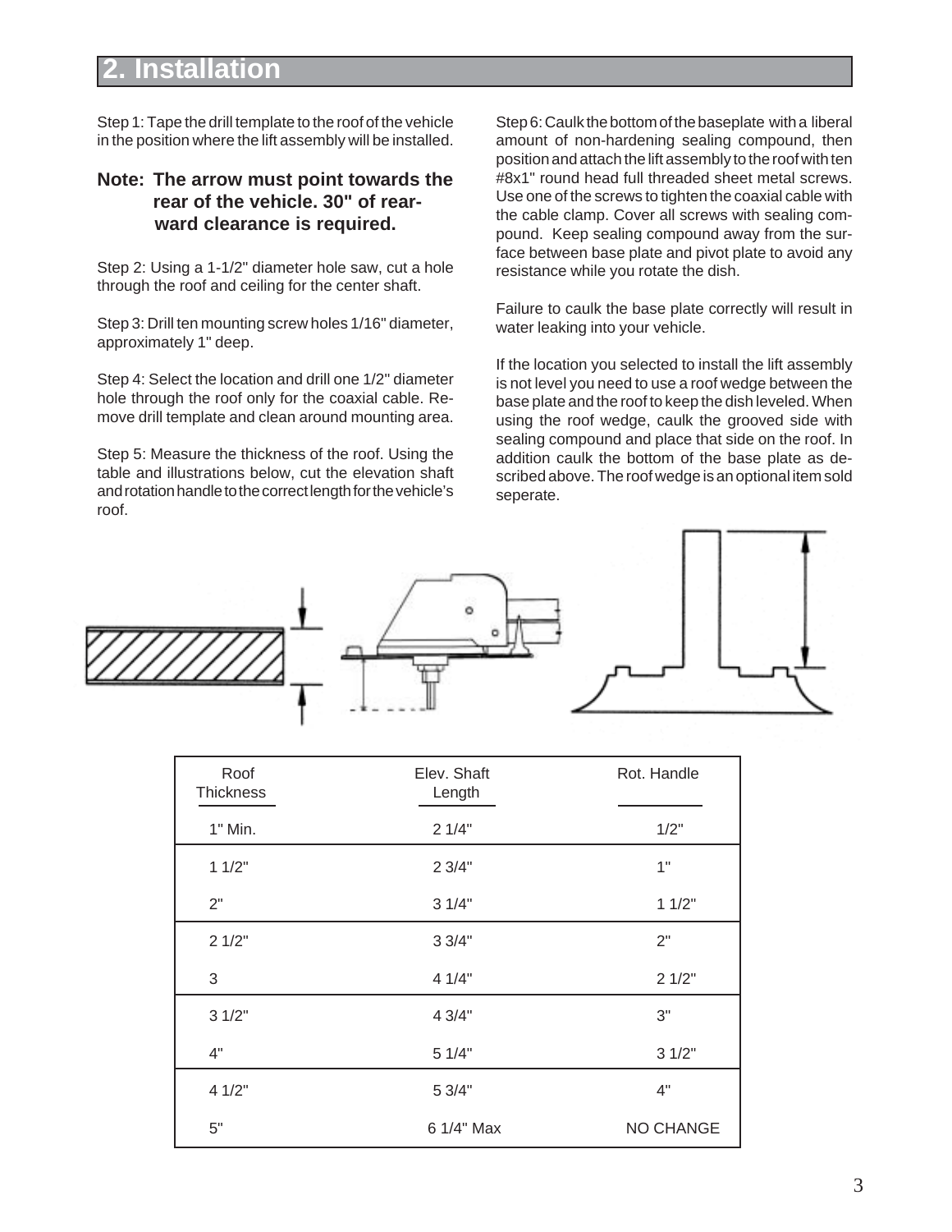## 2. Installation

Step 1: Tape the drill template to the roof of the vehicle in the position where the lift assembly will be installed.

**Note: The arrow must point towards the rear of the vehicle. 30" of rearward clearance is required.**

Step 2: Using a 1-1/2" diameter hole saw, cut a hole through the roof and ceiling for the center shaft.

Step 3: Drill ten mounting screw holes 1/16" diameter, approximately 1" deep.

Step 4: Select the location and drill one 1/2" diameter hole through the roof only for the coaxial cable. Remove drill template and clean around mounting area.

Step 5: Measure the thickness of the roof. Using the table and illustrations below, cut the elevation shaft and rotation handle to the correct length for the vehicle's roof.

Step 6: Caulk the bottom of the baseplate with a liberal amount of non-hardening sealing compound, then position and attach the lift assembly to the roof with ten #8x1" round head full threaded sheet metal screws. Use one of the screws to tighten the coaxial cable with the cable clamp. Cover all screws with sealing compound. Keep sealing compound away from the surface between base plate and pivot plate to avoid any resistance while you rotate the dish.

Failure to caulk the base plate correctly will result in water leaking into your vehicle.

If the location you selected to install the lift assembly is not level you need to use a roof wedge between the base plate and the roof to keep the dish leveled. When using the roof wedge, caulk the grooved side with sealing compound and place that side on the roof. In addition caulk the bottom of the base plate as described above. The roof wedge is an optional item sold seperate.

| Roof Thickness | Elev. Shaft Length | Rot. Handle |
|---|---|---|
| 1" Min. | 2 1/4" | 1/2" |
| 1 1/2" | 2 3/4" | 1" |
| 2" | 3 1/4" | 1 1/2" |
| 2 1/2" | 3 3/4" | 2" |
| 3 | 4 1/4" | 2 1/2" |
| 3 1/2" | 4 3/4" | 3" |
| 4" | 5 1/4" | 3 1/2" |
| 4 1/2" | 5 3/4" | 4" |
| 5" | 6 1/4" Max | NO CHANGE |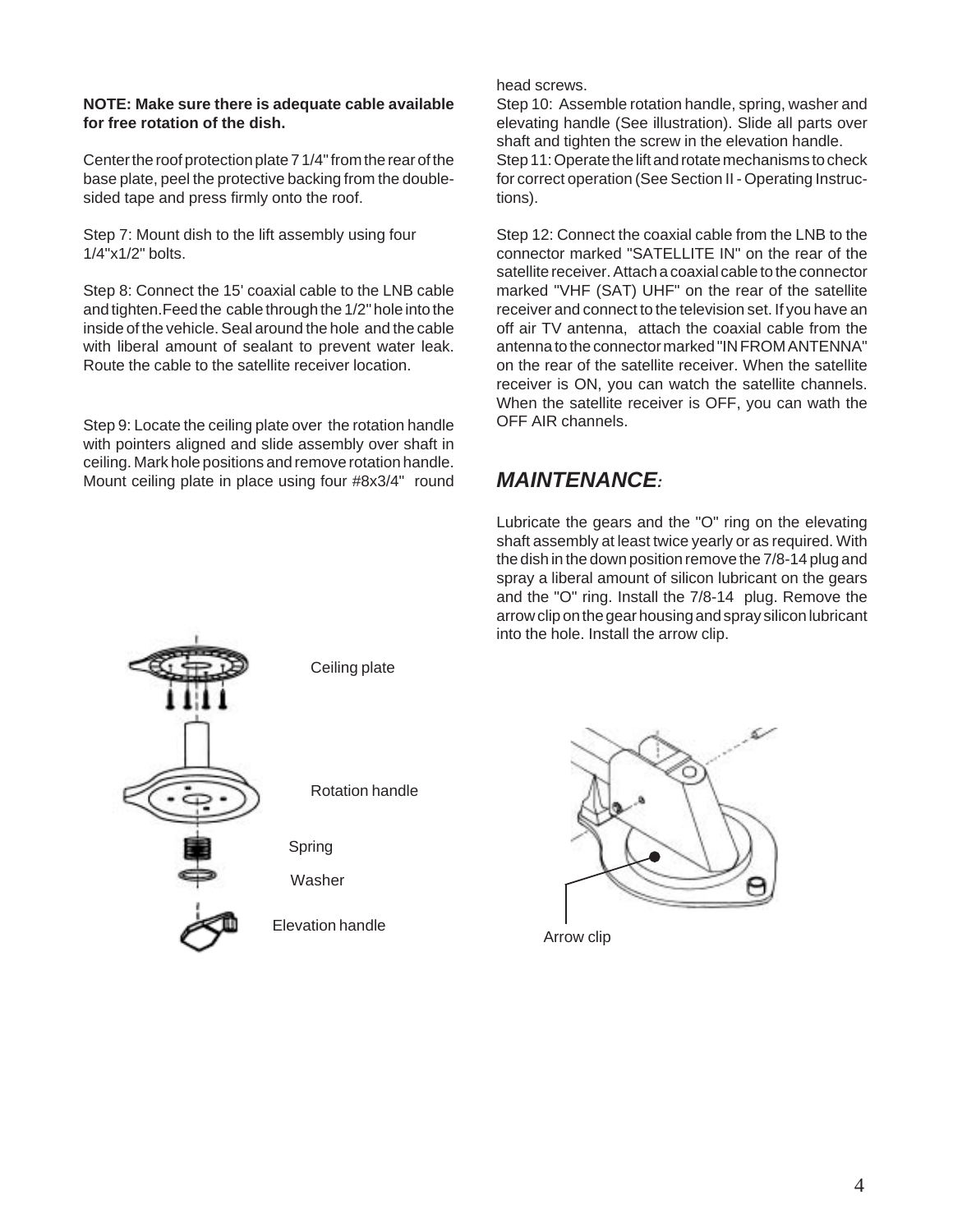**NOTE: Make sure there is adequate cable available for free rotation of the dish.**

Center the roof protection plate 7 1/4" from the rear of the base plate, peel the protective backing from the double-sided tape and press firmly onto the roof.

Step 7: Mount dish to the lift assembly using four 1/4"x1/2" bolts.

Step 8: Connect the 15' coaxial cable to the LNB cable and tighten.Feed the cable through the 1/2" hole into the inside of the vehicle. Seal around the hole and the cable with liberal amount of sealant to prevent water leak. Route the cable to the satellite receiver location.

Step 9: Locate the ceiling plate over the rotation handle with pointers aligned and slide assembly over shaft in ceiling. Mark hole positions and remove rotation handle. Mount ceiling plate in place using four #8x3/4" round head screws.

Step 10: Assemble rotation handle, spring, washer and elevating handle (See illustration). Slide all parts over shaft and tighten the screw in the elevation handle.

Step 11: Operate the lift and rotate mechanisms to check for correct operation (See Section II - Operating Instructions).

Step 12: Connect the coaxial cable from the LNB to the connector marked "SATELLITE IN" on the rear of the satellite receiver. Attach a coaxial cable to the connector marked "VHF (SAT) UHF" on the rear of the satellite receiver and connect to the television set. If you have an off air TV antenna, attach the coaxial cable from the antenna to the connector marked "IN FROM ANTENNA" on the rear of the satellite receiver. When the satellite receiver is ON, you can watch the satellite channels. When the satellite receiver is OFF, you can wath the OFF AIR channels.

## *MAINTENANCE:*

Lubricate the gears and the "O" ring on the elevating shaft assembly at least twice yearly or as required. With the dish in the down position remove the 7/8-14 plug and spray a liberal amount of silicon lubricant on the gears and the "O" ring. Install the 7/8-14 plug. Remove the arrow clip on the gear housing and spray silicon lubricant into the hole. Install the arrow clip.

Ceiling plate

Rotation handle

Spring

Washer

Elevation handle

Arrow clip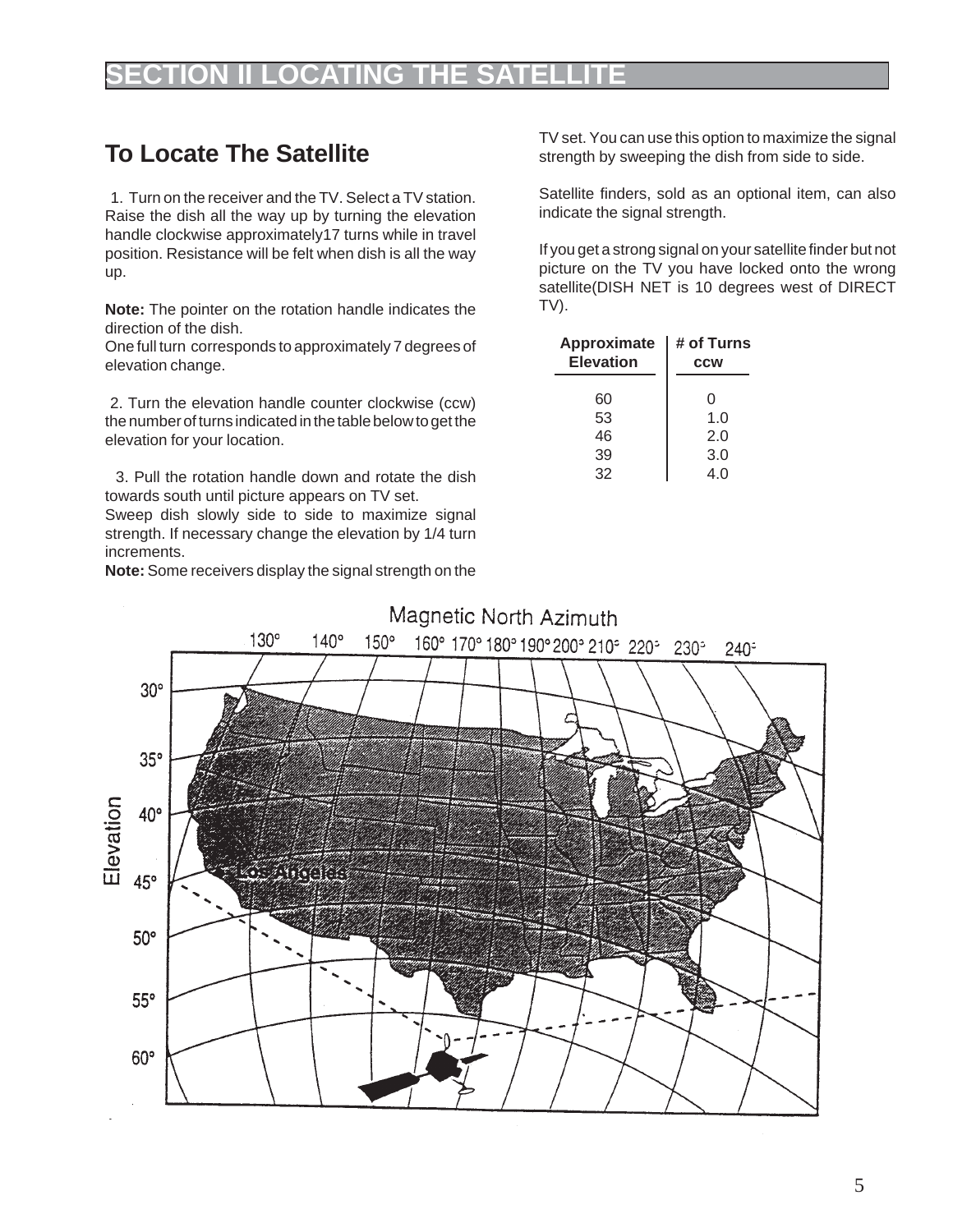# SECTION II LOCATING THE SATELLITE

## To Locate The Satellite

1. Turn on the receiver and the TV. Select a TV station. Raise the dish all the way up by turning the elevation handle clockwise approximately17 turns while in travel position. Resistance will be felt when dish is all the way up.

**Note:** The pointer on the rotation handle indicates the direction of the dish.
One full turn corresponds to approximately 7 degrees of elevation change.

2. Turn the elevation handle counter clockwise (ccw) the number of turns indicated in the table below to get the elevation for your location.

3. Pull the rotation handle down and rotate the dish towards south until picture appears on TV set.
Sweep dish slowly side to side to maximize signal strength. If necessary change the elevation by 1/4 turn increments.

**Note:** Some receivers display the signal strength on the TV set. You can use this option to maximize the signal strength by sweeping the dish from side to side.

Satellite finders, sold as an optional item, can also indicate the signal strength.

If you get a strong signal on your satellite finder but not picture on the TV you have locked onto the wrong satellite(DISH NET is 10 degrees west of DIRECT TV).

| Approximate Elevation | # of Turns ccw |
|---|---|
| 60 | 0 |
| 53 | 1.0 |
| 46 | 2.0 |
| 39 | 3.0 |
| 32 | 4.0 |

Magnetic North Azimuth
130° 140° 150° 160° 170° 180° 190° 200° 210° 220° 230° 240°
Elevation
30°
35°
40°
45°
50°
55°
60°
Los Angeles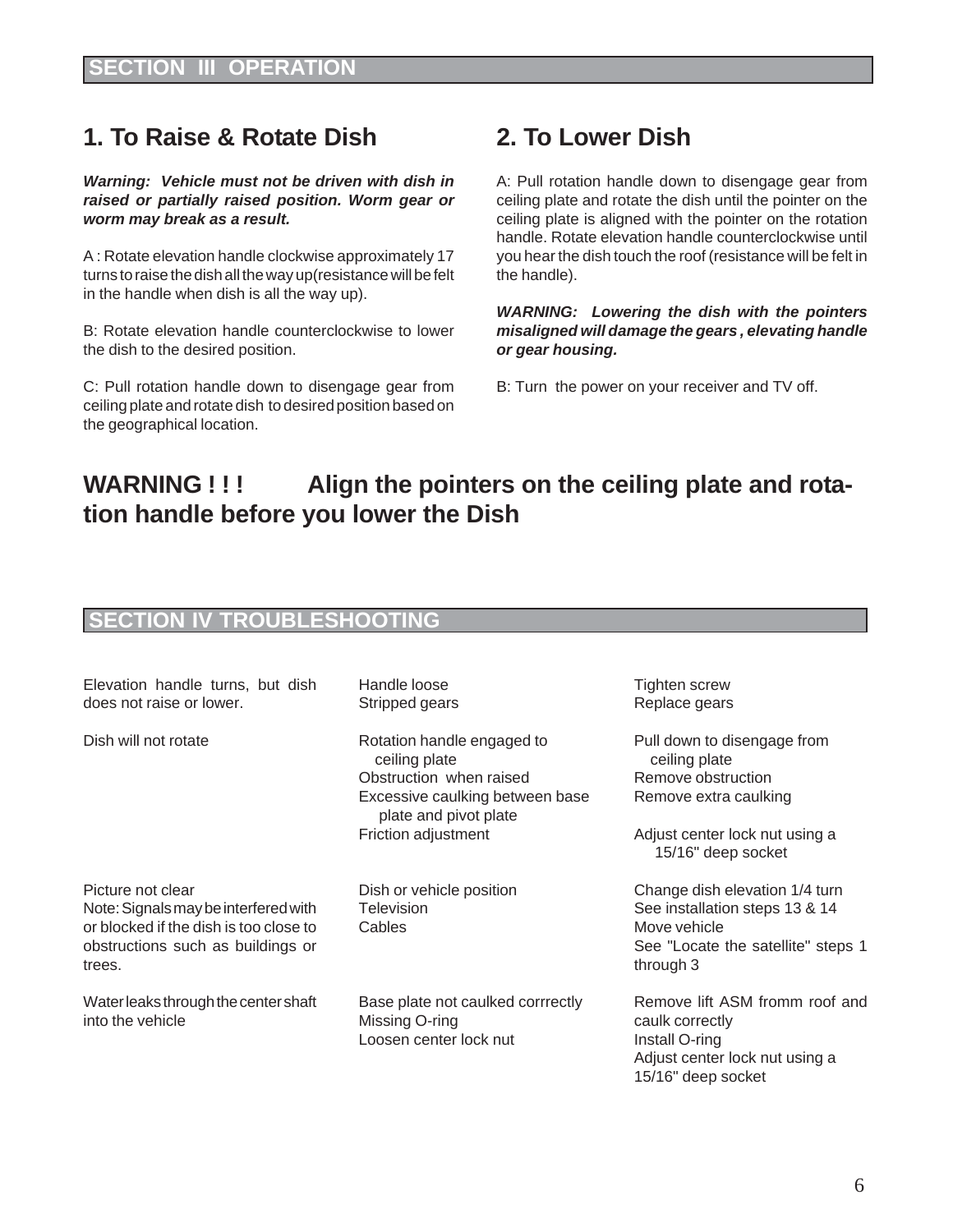## SECTION III OPERATION

### 1. To Raise & Rotate Dish

***Warning: Vehicle must not be driven with dish in raised or partially raised position. Worm gear or worm may break as a result.***

A : Rotate elevation handle clockwise approximately 17 turns to raise the dish all the way up(resistance will be felt in the handle when dish is all the way up).

B: Rotate elevation handle counterclockwise to lower the dish to the desired position.

C: Pull rotation handle down to disengage gear from ceiling plate and rotate dish to desired position based on the geographical location.

### 2. To Lower Dish

A: Pull rotation handle down to disengage gear from ceiling plate and rotate the dish until the pointer on the ceiling plate is aligned with the pointer on the rotation handle. Rotate elevation handle counterclockwise until you hear the dish touch the roof (resistance will be felt in the handle).

***WARNING: Lowering the dish with the pointers misaligned will damage the gears , elevating handle or gear housing.***

B: Turn the power on your receiver and TV off.

**WARNING ! ! ! Align the pointers on the ceiling plate and rotation handle before you lower the Dish**

## SECTION IV TROUBLESHOOTING

| | | |
|---|---|---|
| Elevation handle turns, but dish does not raise or lower. | Handle loose<br>Stripped gears | Tighten screw<br>Replace gears |
| Dish will not rotate | Rotation handle engaged to ceiling plate<br>Obstruction when raised<br>Excessive caulking between base plate and pivot plate<br>Friction adjustment | Pull down to disengage from ceiling plate<br>Remove obstruction<br>Remove extra caulking<br>Adjust center lock nut using a 15/16" deep socket |
| Picture not clear<br>Note: Signals may be interfered with or blocked if the dish is too close to obstructions such as buildings or trees. | Dish or vehicle position<br>Television<br>Cables | Change dish elevation 1/4 turn<br>See installation steps 13 & 14<br>Move vehicle<br>See "Locate the satellite" steps 1 through 3 |
| Water leaks through the center shaft into the vehicle | Base plate not caulked corrrectly<br>Missing O-ring<br>Loosen center lock nut | Remove lift ASM fromm roof and caulk correctly<br>Install O-ring<br>Adjust center lock nut using a 15/16" deep socket |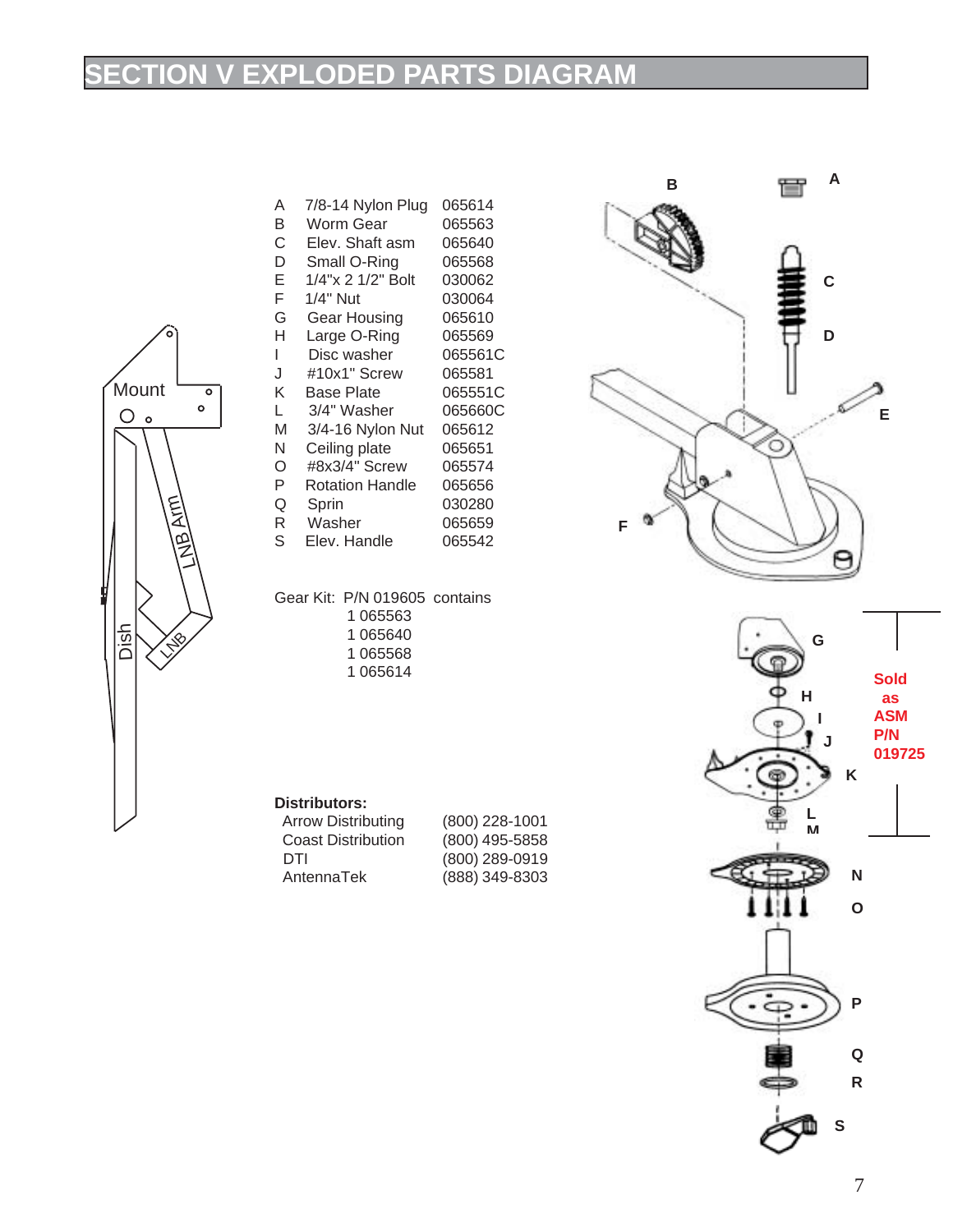# SECTION V EXPLODED PARTS DIAGRAM

| | | |
|---|---|---|
| A | 7/8-14 Nylon Plug | 065614 |
| B | Worm Gear | 065563 |
| C | Elev. Shaft asm | 065640 |
| D | Small O-Ring | 065568 |
| E | 1/4"x 2 1/2" Bolt | 030062 |
| F | 1/4" Nut | 030064 |
| G | Gear Housing | 065610 |
| H | Large O-Ring | 065569 |
| I | Disc washer | 065561C |
| J | #10x1" Screw | 065581 |
| K | Base Plate | 065551C |
| L | 3/4" Washer | 065660C |
| M | 3/4-16 Nylon Nut | 065612 |
| N | Ceiling plate | 065651 |
| O | #8x3/4" Screw | 065574 |
| P | Rotation Handle | 065656 |
| Q | Sprin | 030280 |
| R | Washer | 065659 |
| S | Elev. Handle | 065542 |

Gear Kit: P/N 019605 contains
- 1 065563
- 1 065640
- 1 065568
- 1 065614

Sold as ASM P/N 019725

**Distributors:**

| | |
|---|---|
| Arrow Distributing | (800) 228-1001 |
| Coast Distribution | (800) 495-5858 |
| DTI | (800) 289-0919 |
| AntennaTek | (888) 349-8303 |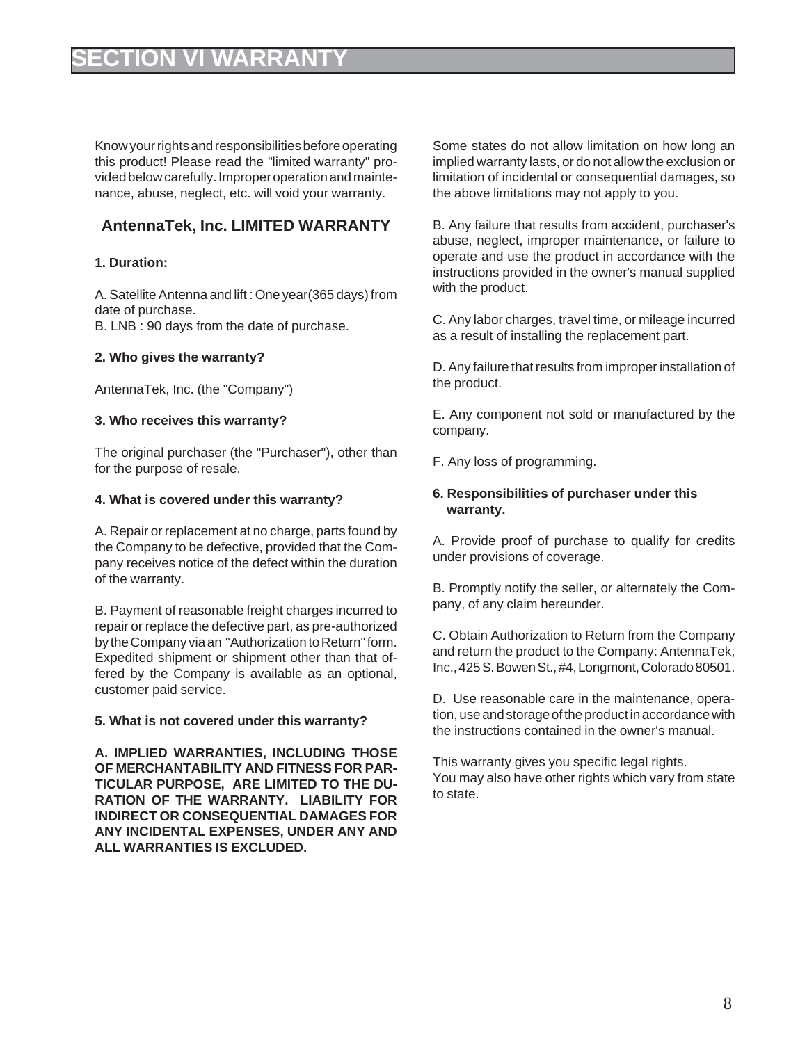# SECTION VI WARRANTY

Know your rights and responsibilities before operating this product! Please read the "limited warranty" provided below carefully. Improper operation and maintenance, abuse, neglect, etc. will void your warranty.

## AntennaTek, Inc. LIMITED WARRANTY

**1. Duration:**

A. Satellite Antenna and lift : One year(365 days) from date of purchase.
B. LNB : 90 days from the date of purchase.

**2. Who gives the warranty?**

AntennaTek, Inc. (the "Company")

**3. Who receives this warranty?**

The original purchaser (the "Purchaser"), other than for the purpose of resale.

**4. What is covered under this warranty?**

A. Repair or replacement at no charge, parts found by the Company to be defective, provided that the Company receives notice of the defect within the duration of the warranty.

B. Payment of reasonable freight charges incurred to repair or replace the defective part, as pre-authorized by the Company via an "Authorization to Return" form. Expedited shipment or shipment other than that offered by the Company is available as an optional, customer paid service.

**5. What is not covered under this warranty?**

**A. IMPLIED WARRANTIES, INCLUDING THOSE OF MERCHANTABILITY AND FITNESS FOR PARTICULAR PURPOSE, ARE LIMITED TO THE DURATION OF THE WARRANTY. LIABILITY FOR INDIRECT OR CONSEQUENTIAL DAMAGES FOR ANY INCIDENTAL EXPENSES, UNDER ANY AND ALL WARRANTIES IS EXCLUDED.**

Some states do not allow limitation on how long an implied warranty lasts, or do not allow the exclusion or limitation of incidental or consequential damages, so the above limitations may not apply to you.

B. Any failure that results from accident, purchaser's abuse, neglect, improper maintenance, or failure to operate and use the product in accordance with the instructions provided in the owner's manual supplied with the product.

C. Any labor charges, travel time, or mileage incurred as a result of installing the replacement part.

D. Any failure that results from improper installation of the product.

E. Any component not sold or manufactured by the company.

F. Any loss of programming.

**6. Responsibilities of purchaser under this warranty.**

A. Provide proof of purchase to qualify for credits under provisions of coverage.

B. Promptly notify the seller, or alternately the Company, of any claim hereunder.

C. Obtain Authorization to Return from the Company and return the product to the Company: AntennaTek, Inc., 425 S. Bowen St., #4, Longmont, Colorado 80501.

D. Use reasonable care in the maintenance, operation, use and storage of the product in accordance with the instructions contained in the owner's manual.

This warranty gives you specific legal rights.
You may also have other rights which vary from state to state.